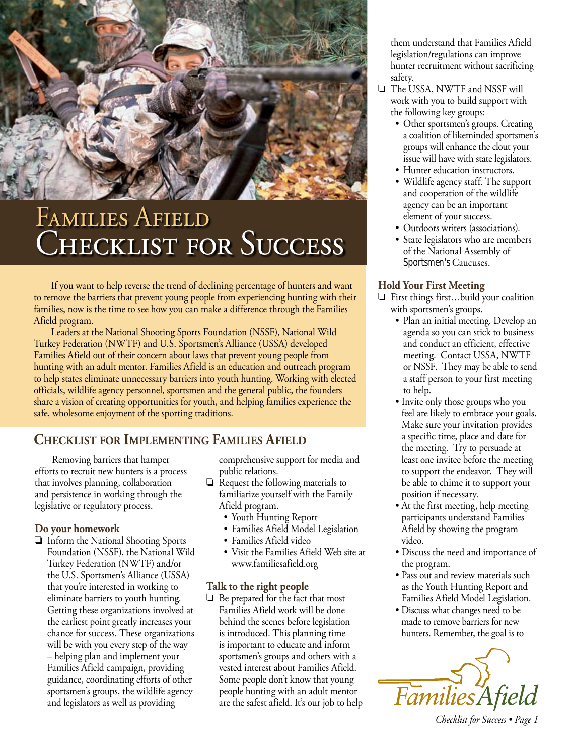# Families Afield
# Checklist for Success

If you want to help reverse the trend of declining percentage of hunters and want to remove the barriers that prevent young people from experiencing hunting with their families, now is the time to see how you can make a difference through the Families Afield program.

Leaders at the National Shooting Sports Foundation (NSSF), National Wild Turkey Federation (NWTF) and U.S. Sportsmen's Alliance (USSA) developed Families Afield out of their concern about laws that prevent young people from hunting with an adult mentor. Families Afield is an education and outreach program to help states eliminate unnecessary barriers into youth hunting. Working with elected officials, wildlife agency personnel, sportsmen and the general public, the founders share a vision of creating opportunities for youth, and helping families experience the safe, wholesome enjoyment of the sporting traditions.

## Checklist for Implementing Families Afield

Removing barriers that hamper efforts to recruit new hunters is a process that involves planning, collaboration and persistence in working through the legislative or regulatory process.

### Do your homework

- ❏ Inform the National Shooting Sports Foundation (NSSF), the National Wild Turkey Federation (NWTF) and/or the U.S. Sportsmen's Alliance (USSA) that you're interested in working to eliminate barriers to youth hunting. Getting these organizations involved at the earliest point greatly increases your chance for success. These organizations will be with you every step of the way – helping plan and implement your Families Afield campaign, providing guidance, coordinating efforts of other sportsmen's groups, the wildlife agency and legislators as well as providing comprehensive support for media and public relations.
- ❏ Request the following materials to familiarize yourself with the Family Afield program.
  - Youth Hunting Report
  - Families Afield Model Legislation
  - Families Afield video
  - Visit the Families Afield Web site at www.familiesafield.org

### Talk to the right people

- ❏ Be prepared for the fact that most Families Afield work will be done behind the scenes before legislation is introduced. This planning time is important to educate and inform sportsmen's groups and others with a vested interest about Families Afield. Some people don't know that young people hunting with an adult mentor are the safest afield. It's our job to help them understand that Families Afield legislation/regulations can improve hunter recruitment without sacrificing safety.
- ❏ The USSA, NWTF and NSSF will work with you to build support with the following key groups:
  - Other sportsmen's groups. Creating a coalition of likeminded sportsmen's groups will enhance the clout your issue will have with state legislators.
  - Hunter education instructors.
  - Wildlife agency staff. The support and cooperation of the wildlife agency can be an important element of your success.
  - Outdoors writers (associations).
  - State legislators who are members of the National Assembly of Sportsmen's Caucuses.

### Hold Your First Meeting

- ❏ First things first…build your coalition with sportsmen's groups.
  - Plan an initial meeting. Develop an agenda so you can stick to business and conduct an efficient, effective meeting. Contact USSA, NWTF or NSSF. They may be able to send a staff person to your first meeting to help.
  - Invite only those groups who you feel are likely to embrace your goals. Make sure your invitation provides a specific time, place and date for the meeting. Try to persuade at least one invitee before the meeting to support the endeavor. They will be able to chime it to support your position if necessary.
  - At the first meeting, help meeting participants understand Families Afield by showing the program video.
  - Discuss the need and importance of the program.
  - Pass out and review materials such as the Youth Hunting Report and Families Afield Model Legislation.
  - Discuss what changes need to be made to remove barriers for new hunters. Remember, the goal is to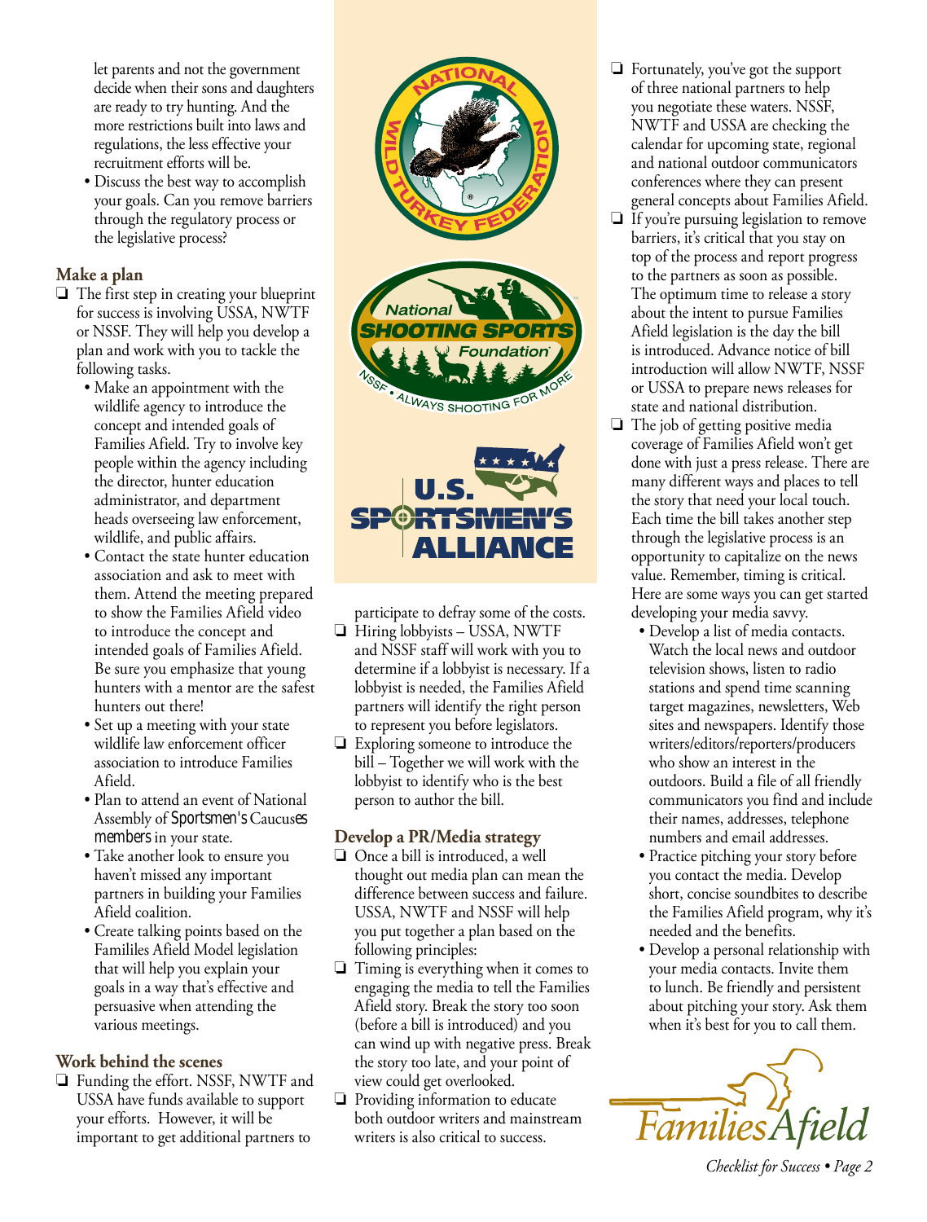let parents and not the government decide when their sons and daughters are ready to try hunting. And the more restrictions built into laws and regulations, the less effective your recruitment efforts will be.

- Discuss the best way to accomplish your goals. Can you remove barriers through the regulatory process or the legislative process?

## Make a plan

- ❑ The first step in creating your blueprint for success is involving USSA, NWTF or NSSF. They will help you develop a plan and work with you to tackle the following tasks.
  - Make an appointment with the wildlife agency to introduce the concept and intended goals of Families Afield. Try to involve key people within the agency including the director, hunter education administrator, and department heads overseeing law enforcement, wildlife, and public affairs.
  - Contact the state hunter education association and ask to meet with them. Attend the meeting prepared to show the Families Afield video to introduce the concept and intended goals of Families Afield. Be sure you emphasize that young hunters with a mentor are the safest hunters out there!
  - Set up a meeting with your state wildlife law enforcement officer association to introduce Families Afield.
  - Plan to attend an event of National Assembly of Sportsmen's Caucuses members in your state.
  - Take another look to ensure you haven't missed any important partners in building your Families Afield coalition.
  - Create talking points based on the Famililes Afield Model legislation that will help you explain your goals in a way that's effective and persuasive when attending the various meetings.

## Work behind the scenes

- ❑ Funding the effort. NSSF, NWTF and USSA have funds available to support your efforts. However, it will be important to get additional partners to participate to defray some of the costs.
- ❑ Hiring lobbyists – USSA, NWTF and NSSF staff will work with you to determine if a lobbyist is necessary. If a lobbyist is needed, the Families Afield partners will identify the right person to represent you before legislators.
- ❑ Exploring someone to introduce the bill – Together we will work with the lobbyist to identify who is the best person to author the bill.

## Develop a PR/Media strategy

- ❑ Once a bill is introduced, a well thought out media plan can mean the difference between success and failure. USSA, NWTF and NSSF will help you put together a plan based on the following principles:
- ❑ Timing is everything when it comes to engaging the media to tell the Families Afield story. Break the story too soon (before a bill is introduced) and you can wind up with negative press. Break the story too late, and your point of view could get overlooked.
- ❑ Providing information to educate both outdoor writers and mainstream writers is also critical to success.
- ❑ Fortunately, you've got the support of three national partners to help you negotiate these waters. NSSF, NWTF and USSA are checking the calendar for upcoming state, regional and national outdoor communicators conferences where they can present general concepts about Families Afield.
- ❑ If you're pursuing legislation to remove barriers, it's critical that you stay on top of the process and report progress to the partners as soon as possible. The optimum time to release a story about the intent to pursue Families Afield legislation is the day the bill is introduced. Advance notice of bill introduction will allow NWTF, NSSF or USSA to prepare news releases for state and national distribution.
- ❑ The job of getting positive media coverage of Families Afield won't get done with just a press release. There are many different ways and places to tell the story that need your local touch. Each time the bill takes another step through the legislative process is an opportunity to capitalize on the news value. Remember, timing is critical. Here are some ways you can get started developing your media savvy.
  - Develop a list of media contacts. Watch the local news and outdoor television shows, listen to radio stations and spend time scanning target magazines, newsletters, Web sites and newspapers. Identify those writers/editors/reporters/producers who show an interest in the outdoors. Build a file of all friendly communicators you find and include their names, addresses, telephone numbers and email addresses.
  - Practice pitching your story before you contact the media. Develop short, concise soundbites to describe the Families Afield program, why it's needed and the benefits.
  - Develop a personal relationship with your media contacts. Invite them to lunch. Be friendly and persistent about pitching your story. Ask them when it's best for you to call them.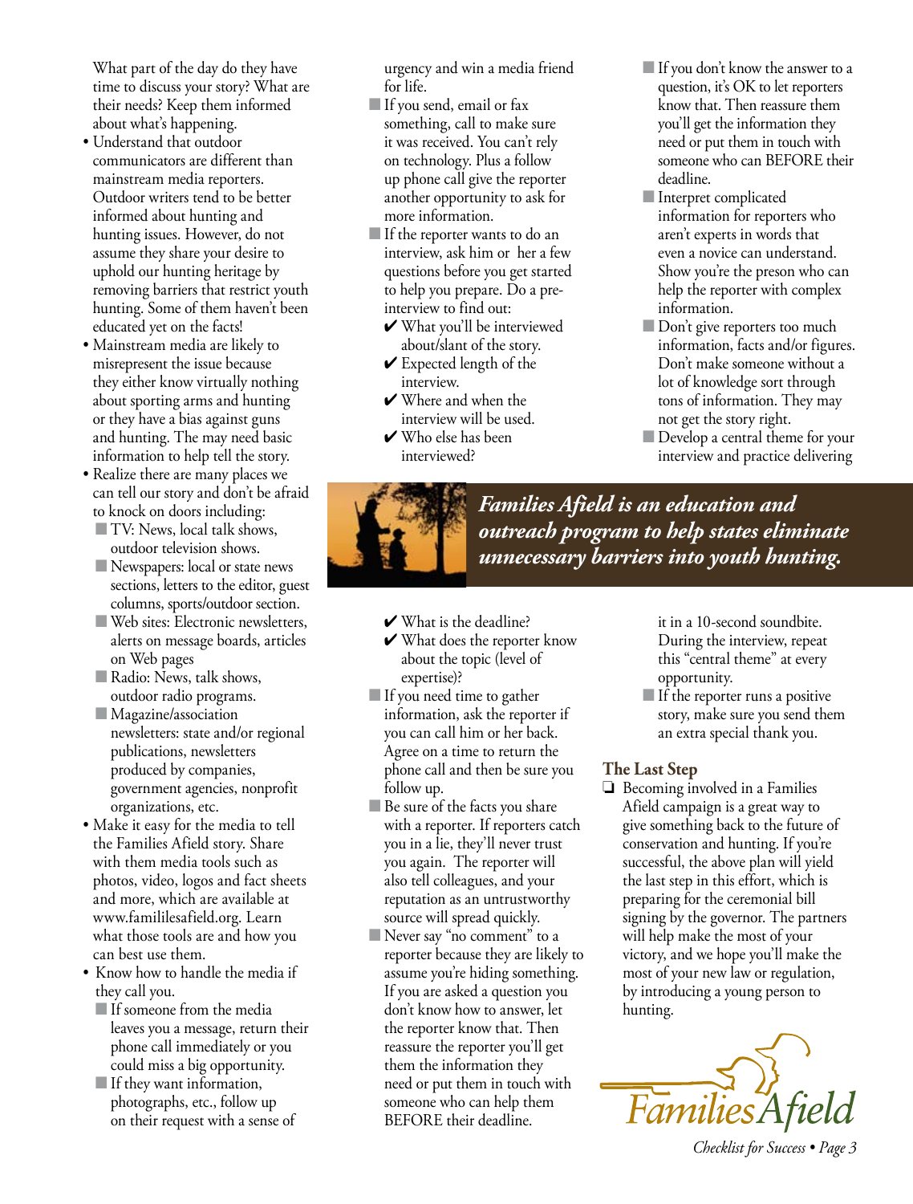What part of the day do they have time to discuss your story? What are their needs? Keep them informed about what's happening.

- Understand that outdoor communicators are different than mainstream media reporters. Outdoor writers tend to be better informed about hunting and hunting issues. However, do not assume they share your desire to uphold our hunting heritage by removing barriers that restrict youth hunting. Some of them haven't been educated yet on the facts!
- Mainstream media are likely to misrepresent the issue because they either know virtually nothing about sporting arms and hunting or they have a bias against guns and hunting. The may need basic information to help tell the story.
- Realize there are many places we can tell our story and don't be afraid to knock on doors including:
  - TV: News, local talk shows, outdoor television shows.
  - Newspapers: local or state news sections, letters to the editor, guest columns, sports/outdoor section.
  - Web sites: Electronic newsletters, alerts on message boards, articles on Web pages
  - Radio: News, talk shows, outdoor radio programs.
  - Magazine/association newsletters: state and/or regional publications, newsletters produced by companies, government agencies, nonprofit organizations, etc.
- Make it easy for the media to tell the Families Afield story. Share with them media tools such as photos, video, logos and fact sheets and more, which are available at www.famililesafield.org. Learn what those tools are and how you can best use them.
- Know how to handle the media if they call you.
  - If someone from the media leaves you a message, return their phone call immediately or you could miss a big opportunity.
  - If they want information, photographs, etc., follow up on their request with a sense of urgency and win a media friend for life.
  - If you send, email or fax something, call to make sure it was received. You can't rely on technology. Plus a follow up phone call give the reporter another opportunity to ask for more information.
  - If the reporter wants to do an interview, ask him or her a few questions before you get started to help you prepare. Do a pre-interview to find out:
    - ✔ What you'll be interviewed about/slant of the story.
    - ✔ Expected length of the interview.
    - ✔ Where and when the interview will be used.
    - ✔ Who else has been interviewed?
    - ✔ What is the deadline?
    - ✔ What does the reporter know about the topic (level of expertise)?
  - If you need time to gather information, ask the reporter if you can call him or her back. Agree on a time to return the phone call and then be sure you follow up.
  - Be sure of the facts you share with a reporter. If reporters catch you in a lie, they'll never trust you again. The reporter will also tell colleagues, and your reputation as an untrustworthy source will spread quickly.
  - Never say "no comment" to a reporter because they are likely to assume you're hiding something. If you are asked a question you don't know how to answer, let the reporter know that. Then reassure the reporter you'll get them the information they need or put them in touch with someone who can help them BEFORE their deadline.
  - If you don't know the answer to a question, it's OK to let reporters know that. Then reassure them you'll get the information they need or put them in touch with someone who can BEFORE their deadline.
  - Interpret complicated information for reporters who aren't experts in words that even a novice can understand. Show you're the preson who can help the reporter with complex information.
  - Don't give reporters too much information, facts and/or figures. Don't make someone without a lot of knowledge sort through tons of information. They may not get the story right.
  - Develop a central theme for your interview and practice delivering it in a 10-second soundbite. During the interview, repeat this "central theme" at every opportunity.
  - If the reporter runs a positive story, make sure you send them an extra special thank you.

***Families Afield is an education and outreach program to help states eliminate unnecessary barriers into youth hunting.***

## The Last Step

❑ Becoming involved in a Families Afield campaign is a great way to give something back to the future of conservation and hunting. If you're successful, the above plan will yield the last step in this effort, which is preparing for the ceremonial bill signing by the governor. The partners will help make the most of your victory, and we hope you'll make the most of your new law or regulation, by introducing a young person to hunting.

Families Afield